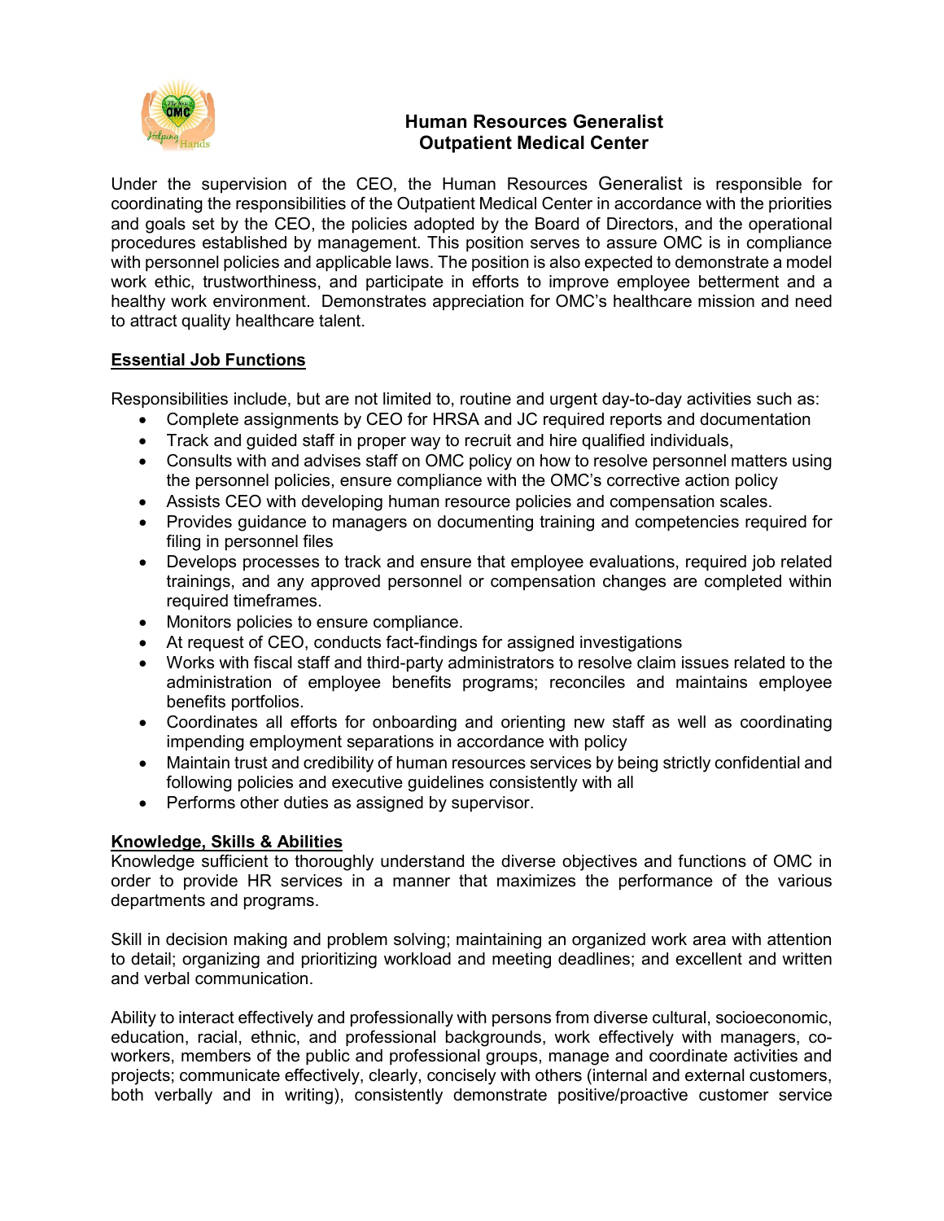# Human Resources Generalist
## Outpatient Medical Center

Under the supervision of the CEO, the Human Resources Generalist is responsible for coordinating the responsibilities of the Outpatient Medical Center in accordance with the priorities and goals set by the CEO, the policies adopted by the Board of Directors, and the operational procedures established by management. This position serves to assure OMC is in compliance with personnel policies and applicable laws. The position is also expected to demonstrate a model work ethic, trustworthiness, and participate in efforts to improve employee betterment and a healthy work environment. Demonstrates appreciation for OMC's healthcare mission and need to attract quality healthcare talent.

**Essential Job Functions**

Responsibilities include, but are not limited to, routine and urgent day-to-day activities such as:

- Complete assignments by CEO for HRSA and JC required reports and documentation
- Track and guided staff in proper way to recruit and hire qualified individuals,
- Consults with and advises staff on OMC policy on how to resolve personnel matters using the personnel policies, ensure compliance with the OMC's corrective action policy
- Assists CEO with developing human resource policies and compensation scales.
- Provides guidance to managers on documenting training and competencies required for filing in personnel files
- Develops processes to track and ensure that employee evaluations, required job related trainings, and any approved personnel or compensation changes are completed within required timeframes.
- Monitors policies to ensure compliance.
- At request of CEO, conducts fact-findings for assigned investigations
- Works with fiscal staff and third-party administrators to resolve claim issues related to the administration of employee benefits programs; reconciles and maintains employee benefits portfolios.
- Coordinates all efforts for onboarding and orienting new staff as well as coordinating impending employment separations in accordance with policy
- Maintain trust and credibility of human resources services by being strictly confidential and following policies and executive guidelines consistently with all
- Performs other duties as assigned by supervisor.

**Knowledge, Skills & Abilities**

Knowledge sufficient to thoroughly understand the diverse objectives and functions of OMC in order to provide HR services in a manner that maximizes the performance of the various departments and programs.

Skill in decision making and problem solving; maintaining an organized work area with attention to detail; organizing and prioritizing workload and meeting deadlines; and excellent and written and verbal communication.

Ability to interact effectively and professionally with persons from diverse cultural, socioeconomic, education, racial, ethnic, and professional backgrounds, work effectively with managers, co-workers, members of the public and professional groups, manage and coordinate activities and projects; communicate effectively, clearly, concisely with others (internal and external customers, both verbally and in writing), consistently demonstrate positive/proactive customer service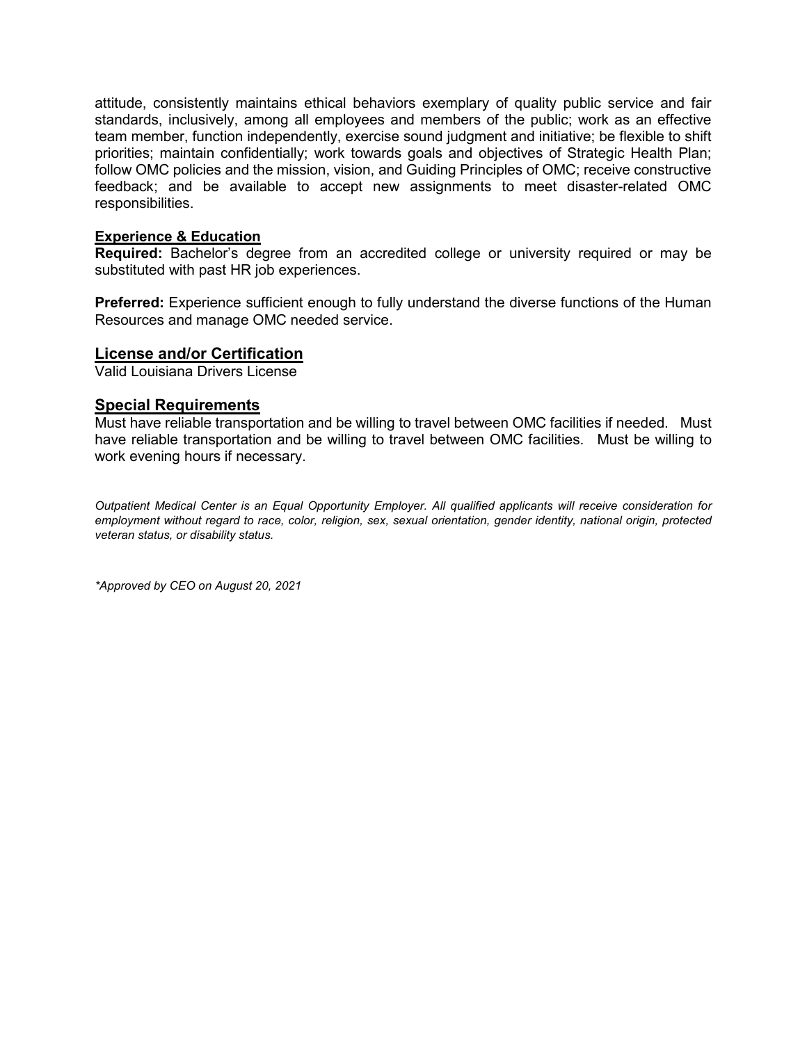attitude, consistently maintains ethical behaviors exemplary of quality public service and fair standards, inclusively, among all employees and members of the public; work as an effective team member, function independently, exercise sound judgment and initiative; be flexible to shift priorities; maintain confidentially; work towards goals and objectives of Strategic Health Plan; follow OMC policies and the mission, vision, and Guiding Principles of OMC; receive constructive feedback; and be available to accept new assignments to meet disaster-related OMC responsibilities.

## Experience & Education

**Required:** Bachelor's degree from an accredited college or university required or may be substituted with past HR job experiences.

**Preferred:** Experience sufficient enough to fully understand the diverse functions of the Human Resources and manage OMC needed service.

## License and/or Certification

Valid Louisiana Drivers License

## Special Requirements

Must have reliable transportation and be willing to travel between OMC facilities if needed. Must have reliable transportation and be willing to travel between OMC facilities. Must be willing to work evening hours if necessary.

*Outpatient Medical Center is an Equal Opportunity Employer. All qualified applicants will receive consideration for employment without regard to race, color, religion, sex, sexual orientation, gender identity, national origin, protected veteran status, or disability status.*

*\*Approved by CEO on August 20, 2021*